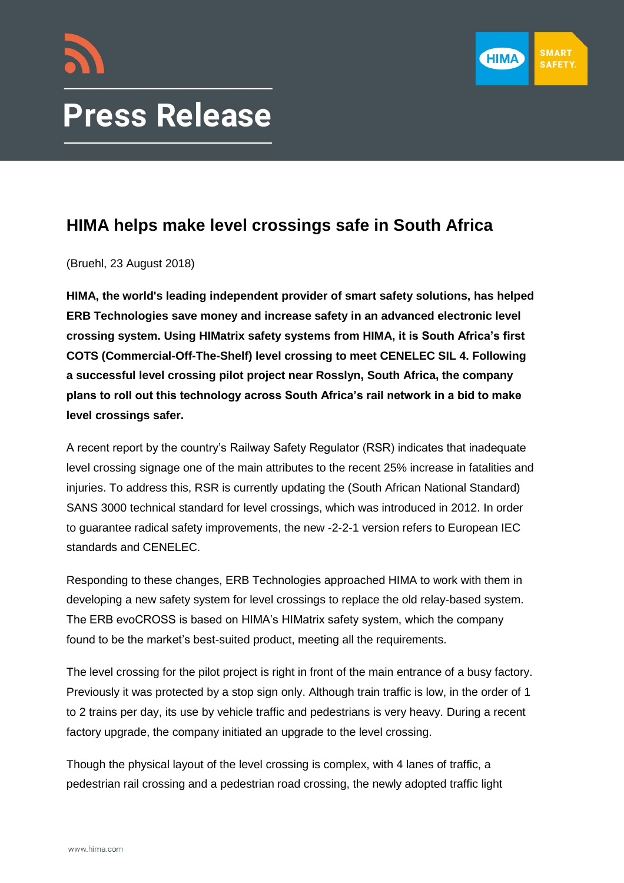# Press Release

## HIMA helps make level crossings safe in South Africa

(Bruehl, 23 August 2018)

**HIMA, the world's leading independent provider of smart safety solutions, has helped ERB Technologies save money and increase safety in an advanced electronic level crossing system. Using HIMatrix safety systems from HIMA, it is South Africa's first COTS (Commercial-Off-The-Shelf) level crossing to meet CENELEC SIL 4. Following a successful level crossing pilot project near Rosslyn, South Africa, the company plans to roll out this technology across South Africa's rail network in a bid to make level crossings safer.**

A recent report by the country's Railway Safety Regulator (RSR) indicates that inadequate level crossing signage one of the main attributes to the recent 25% increase in fatalities and injuries. To address this, RSR is currently updating the (South African National Standard) SANS 3000 technical standard for level crossings, which was introduced in 2012. In order to guarantee radical safety improvements, the new -2-2-1 version refers to European IEC standards and CENELEC.

Responding to these changes, ERB Technologies approached HIMA to work with them in developing a new safety system for level crossings to replace the old relay-based system. The ERB evoCROSS is based on HIMA's HIMatrix safety system, which the company found to be the market's best-suited product, meeting all the requirements.

The level crossing for the pilot project is right in front of the main entrance of a busy factory. Previously it was protected by a stop sign only. Although train traffic is low, in the order of 1 to 2 trains per day, its use by vehicle traffic and pedestrians is very heavy. During a recent factory upgrade, the company initiated an upgrade to the level crossing.

Though the physical layout of the level crossing is complex, with 4 lanes of traffic, a pedestrian rail crossing and a pedestrian road crossing, the newly adopted traffic light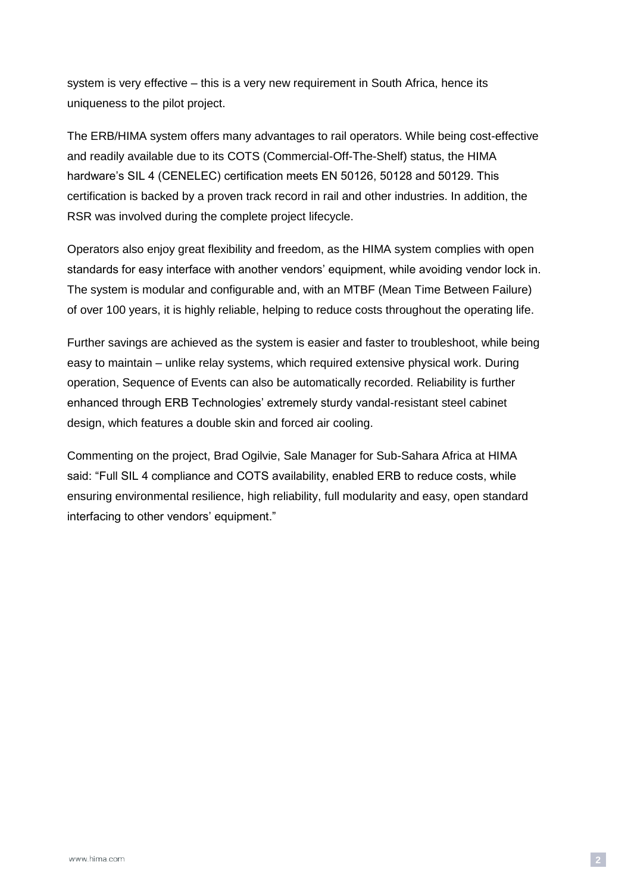system is very effective – this is a very new requirement in South Africa, hence its uniqueness to the pilot project.

The ERB/HIMA system offers many advantages to rail operators. While being cost-effective and readily available due to its COTS (Commercial-Off-The-Shelf) status, the HIMA hardware's SIL 4 (CENELEC) certification meets EN 50126, 50128 and 50129. This certification is backed by a proven track record in rail and other industries. In addition, the RSR was involved during the complete project lifecycle.

Operators also enjoy great flexibility and freedom, as the HIMA system complies with open standards for easy interface with another vendors' equipment, while avoiding vendor lock in. The system is modular and configurable and, with an MTBF (Mean Time Between Failure) of over 100 years, it is highly reliable, helping to reduce costs throughout the operating life.

Further savings are achieved as the system is easier and faster to troubleshoot, while being easy to maintain – unlike relay systems, which required extensive physical work. During operation, Sequence of Events can also be automatically recorded. Reliability is further enhanced through ERB Technologies' extremely sturdy vandal-resistant steel cabinet design, which features a double skin and forced air cooling.

Commenting on the project, Brad Ogilvie, Sale Manager for Sub-Sahara Africa at HIMA said: "Full SIL 4 compliance and COTS availability, enabled ERB to reduce costs, while ensuring environmental resilience, high reliability, full modularity and easy, open standard interfacing to other vendors' equipment."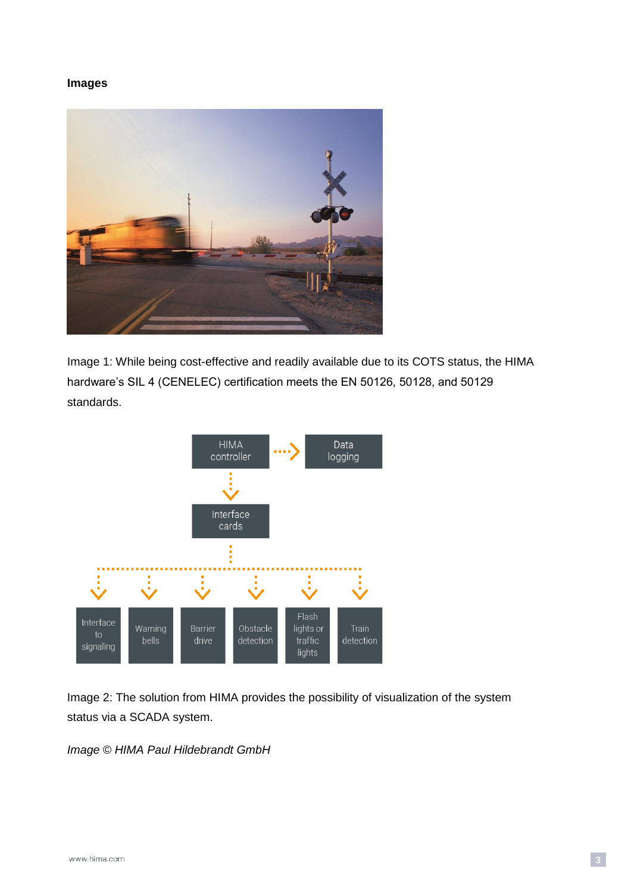**Images**

Image 1: While being cost-effective and readily available due to its COTS status, the HIMA hardware's SIL 4 (CENELEC) certification meets the EN 50126, 50128, and 50129 standards.

Image 2: The solution from HIMA provides the possibility of visualization of the system status via a SCADA system.

*Image © HIMA Paul Hildebrandt GmbH*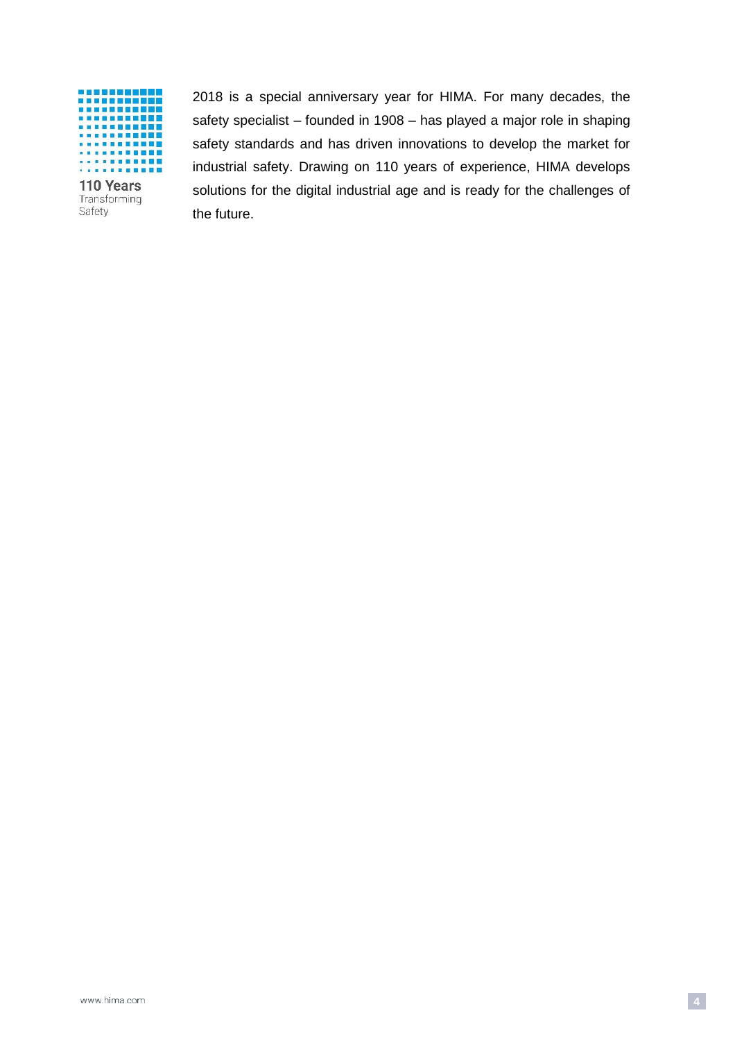110 Years
Transforming
Safety

2018 is a special anniversary year for HIMA. For many decades, the safety specialist – founded in 1908 – has played a major role in shaping safety standards and has driven innovations to develop the market for industrial safety. Drawing on 110 years of experience, HIMA develops solutions for the digital industrial age and is ready for the challenges of the future.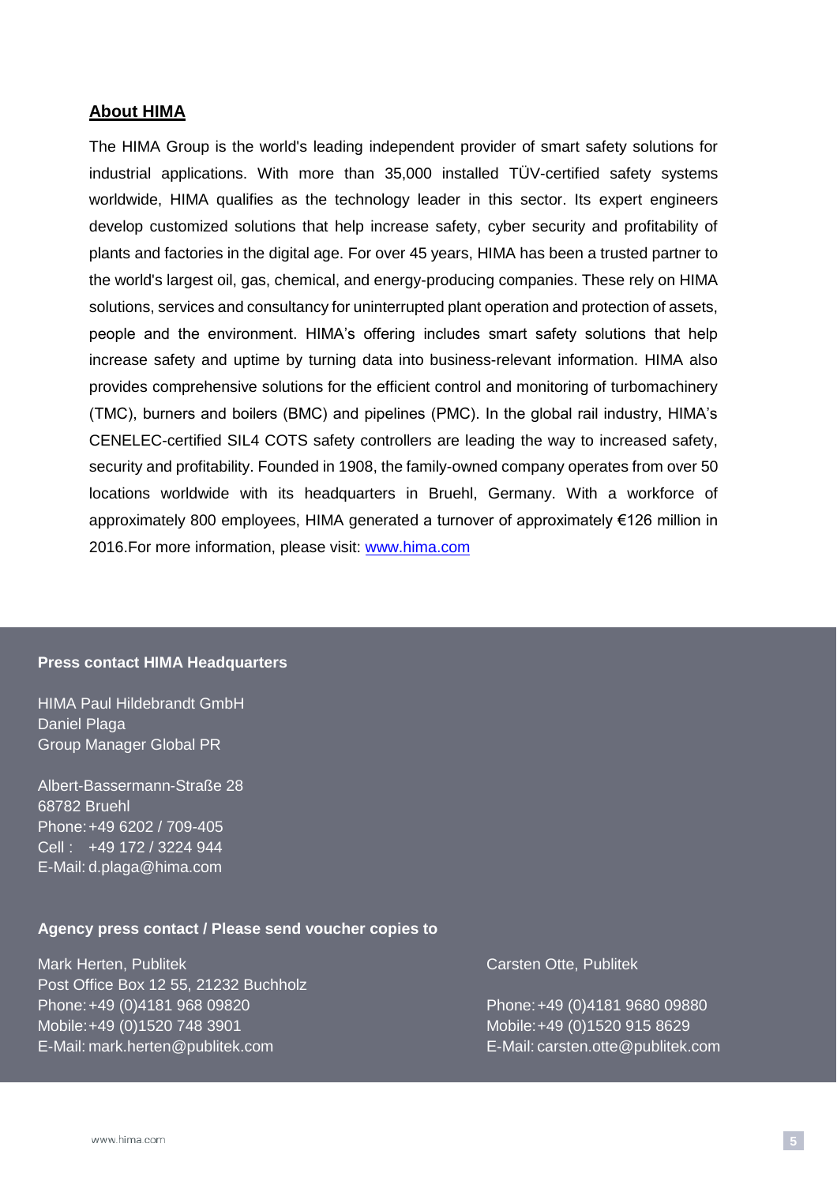## About HIMA

The HIMA Group is the world's leading independent provider of smart safety solutions for industrial applications. With more than 35,000 installed TÜV-certified safety systems worldwide, HIMA qualifies as the technology leader in this sector. Its expert engineers develop customized solutions that help increase safety, cyber security and profitability of plants and factories in the digital age. For over 45 years, HIMA has been a trusted partner to the world's largest oil, gas, chemical, and energy-producing companies. These rely on HIMA solutions, services and consultancy for uninterrupted plant operation and protection of assets, people and the environment. HIMA's offering includes smart safety solutions that help increase safety and uptime by turning data into business-relevant information. HIMA also provides comprehensive solutions for the efficient control and monitoring of turbomachinery (TMC), burners and boilers (BMC) and pipelines (PMC). In the global rail industry, HIMA's CENELEC-certified SIL4 COTS safety controllers are leading the way to increased safety, security and profitability. Founded in 1908, the family-owned company operates from over 50 locations worldwide with its headquarters in Bruehl, Germany. With a workforce of approximately 800 employees, HIMA generated a turnover of approximately €126 million in 2016.For more information, please visit: [www.hima.com](http://www.hima.com)

**Press contact HIMA Headquarters**

HIMA Paul Hildebrandt GmbH
Daniel Plaga
Group Manager Global PR

Albert-Bassermann-Straße 28
68782 Bruehl
Phone: +49 6202 / 709-405
Cell : +49 172 / 3224 944
E-Mail: d.plaga@hima.com

**Agency press contact / Please send voucher copies to**

Mark Herten, Publitek
Post Office Box 12 55, 21232 Buchholz
Phone: +49 (0)4181 968 09820
Mobile: +49 (0)1520 748 3901
E-Mail: mark.herten@publitek.com

Carsten Otte, Publitek

Phone: +49 (0)4181 9680 09880
Mobile: +49 (0)1520 915 8629
E-Mail: carsten.otte@publitek.com